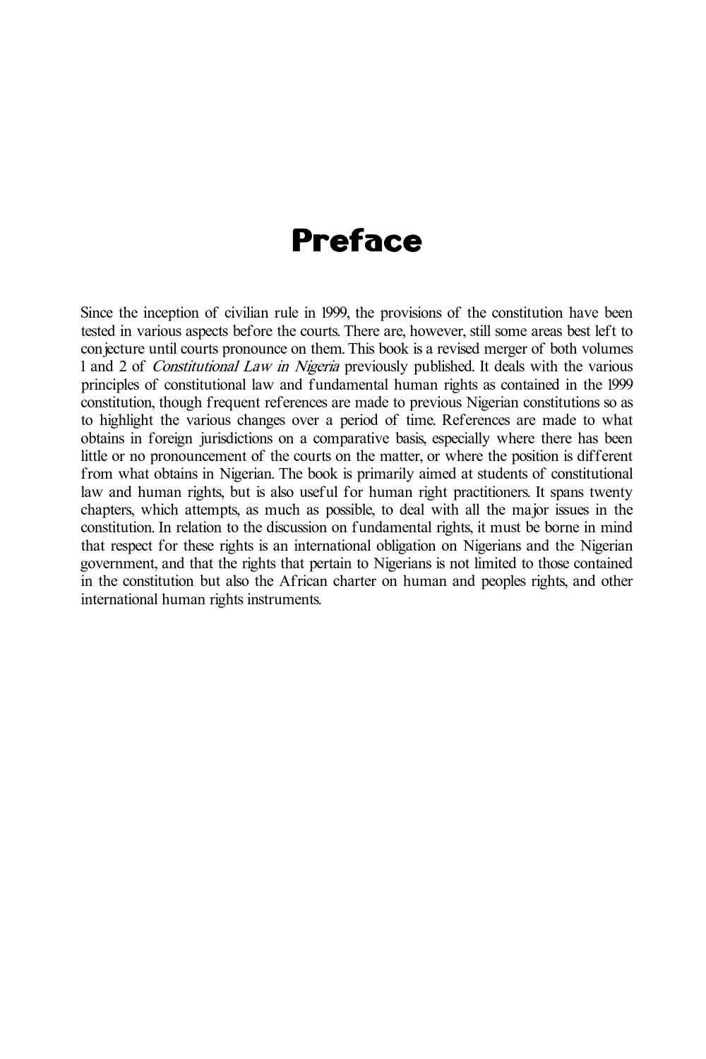# Preface

Since the inception of civilian rule in 1999, the provisions of the constitution have been tested in various aspects before the courts. There are, however, still some areas best left to conjecture until courts pronounce on them. This book is a revised merger of both volumes 1 and 2 of *Constitutional Law in Nigeria* previously published. It deals with the various principles of constitutional law and fundamental human rights as contained in the 1999 constitution, though frequent references are made to previous Nigerian constitutions so as to highlight the various changes over a period of time. References are made to what obtains in foreign jurisdictions on a comparative basis, especially where there has been little or no pronouncement of the courts on the matter, or where the position is different from what obtains in Nigerian. The book is primarily aimed at students of constitutional law and human rights, but is also useful for human right practitioners. It spans twenty chapters, which attempts, as much as possible, to deal with all the major issues in the constitution. In relation to the discussion on fundamental rights, it must be borne in mind that respect for these rights is an international obligation on Nigerians and the Nigerian government, and that the rights that pertain to Nigerians is not limited to those contained in the constitution but also the African charter on human and peoples rights, and other international human rights instruments.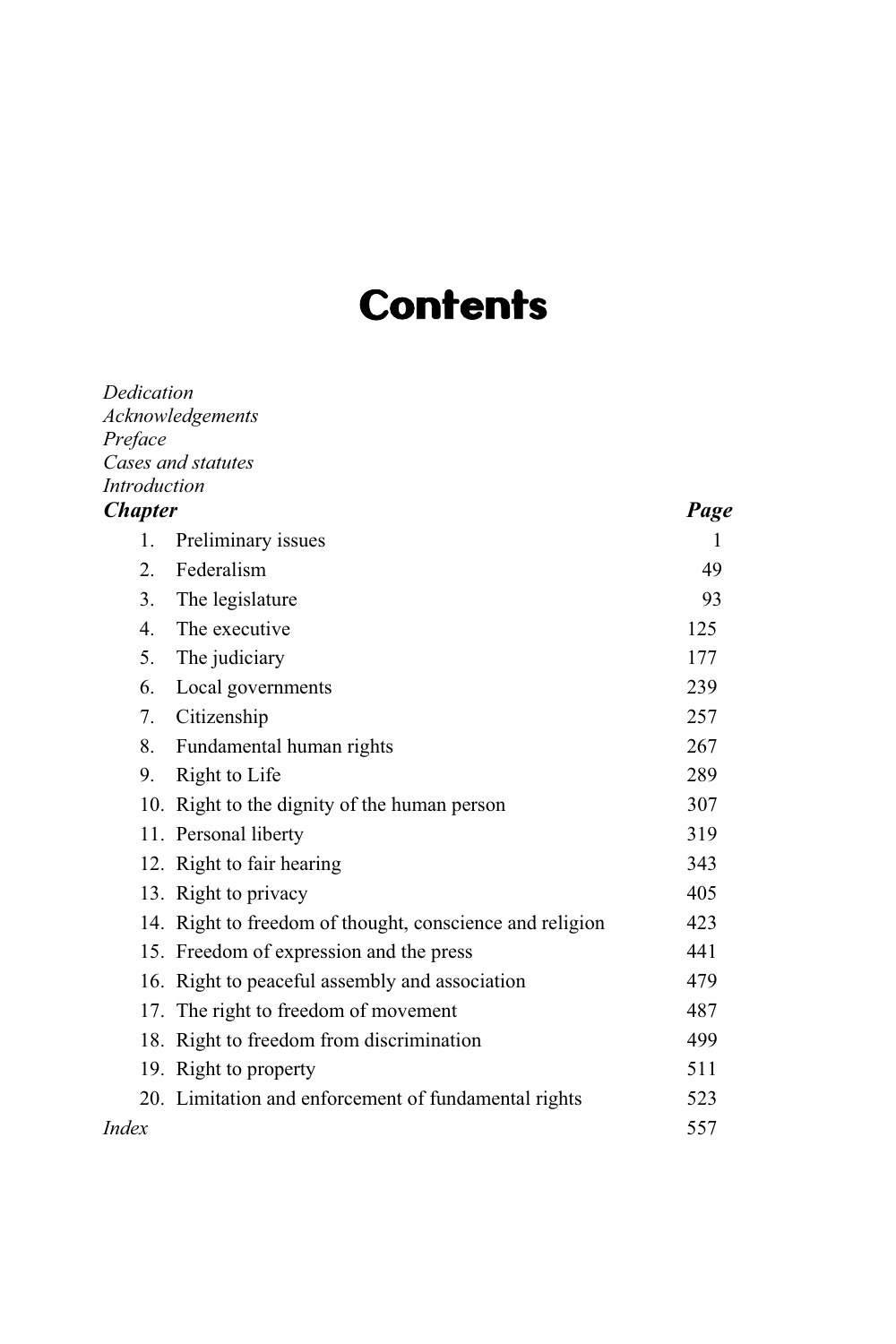# Contents

*Dedication*
*Acknowledgements*
*Preface*
*Cases and statutes*
*Introduction*

| ***Chapter*** | | ***Page*** |
|---|---|---|
| 1. | Preliminary issues | 1 |
| 2. | Federalism | 49 |
| 3. | The legislature | 93 |
| 4. | The executive | 125 |
| 5. | The judiciary | 177 |
| 6. | Local governments | 239 |
| 7. | Citizenship | 257 |
| 8. | Fundamental human rights | 267 |
| 9. | Right to Life | 289 |
| 10. | Right to the dignity of the human person | 307 |
| 11. | Personal liberty | 319 |
| 12. | Right to fair hearing | 343 |
| 13. | Right to privacy | 405 |
| 14. | Right to freedom of thought, conscience and religion | 423 |
| 15. | Freedom of expression and the press | 441 |
| 16. | Right to peaceful assembly and association | 479 |
| 17. | The right to freedom of movement | 487 |
| 18. | Right to freedom from discrimination | 499 |
| 19. | Right to property | 511 |
| 20. | Limitation and enforcement of fundamental rights | 523 |
| *Index* | | 557 |